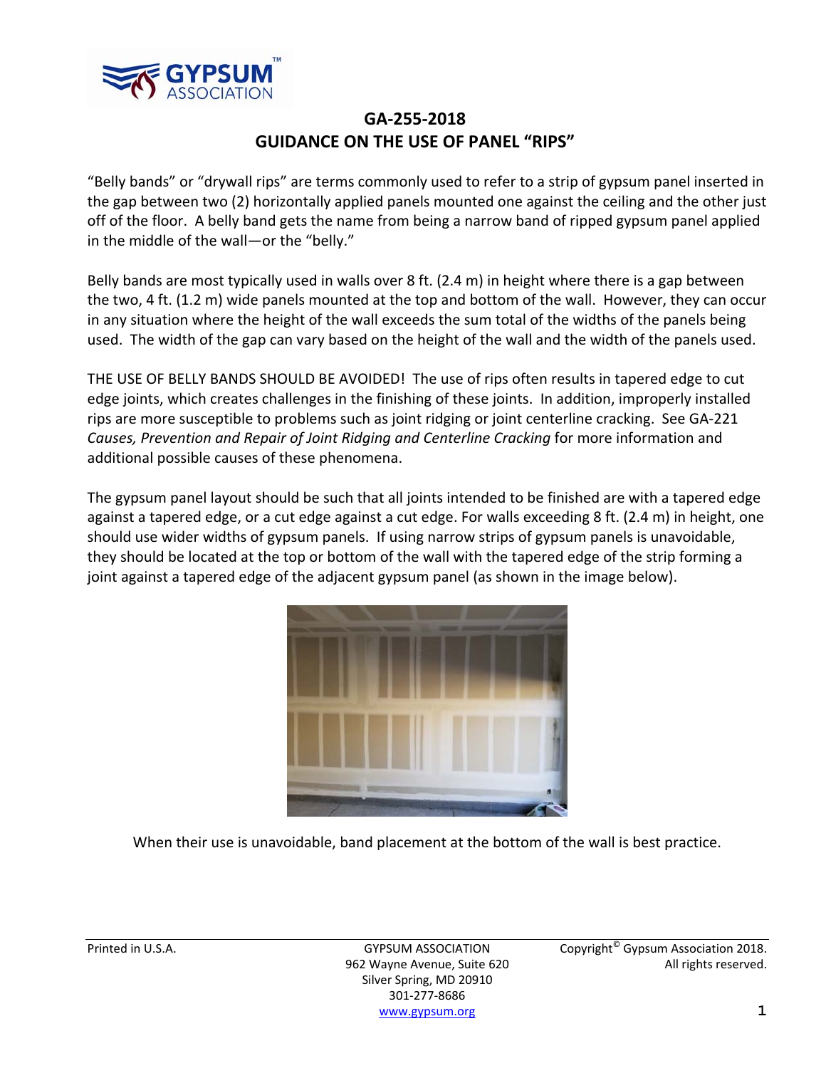# GA-255-2018
## GUIDANCE ON THE USE OF PANEL "RIPS"

"Belly bands" or "drywall rips" are terms commonly used to refer to a strip of gypsum panel inserted in the gap between two (2) horizontally applied panels mounted one against the ceiling and the other just off of the floor. A belly band gets the name from being a narrow band of ripped gypsum panel applied in the middle of the wall—or the "belly."

Belly bands are most typically used in walls over 8 ft. (2.4 m) in height where there is a gap between the two, 4 ft. (1.2 m) wide panels mounted at the top and bottom of the wall. However, they can occur in any situation where the height of the wall exceeds the sum total of the widths of the panels being used. The width of the gap can vary based on the height of the wall and the width of the panels used.

THE USE OF BELLY BANDS SHOULD BE AVOIDED! The use of rips often results in tapered edge to cut edge joints, which creates challenges in the finishing of these joints. In addition, improperly installed rips are more susceptible to problems such as joint ridging or joint centerline cracking. See GA-221 *Causes, Prevention and Repair of Joint Ridging and Centerline Cracking* for more information and additional possible causes of these phenomena.

The gypsum panel layout should be such that all joints intended to be finished are with a tapered edge against a tapered edge, or a cut edge against a cut edge. For walls exceeding 8 ft. (2.4 m) in height, one should use wider widths of gypsum panels. If using narrow strips of gypsum panels is unavoidable, they should be located at the top or bottom of the wall with the tapered edge of the strip forming a joint against a tapered edge of the adjacent gypsum panel (as shown in the image below).

When their use is unavoidable, band placement at the bottom of the wall is best practice.

Printed in U.S.A.

GYPSUM ASSOCIATION
962 Wayne Avenue, Suite 620
Silver Spring, MD 20910
301-277-8686
www.gypsum.org

Copyright© Gypsum Association 2018. All rights reserved.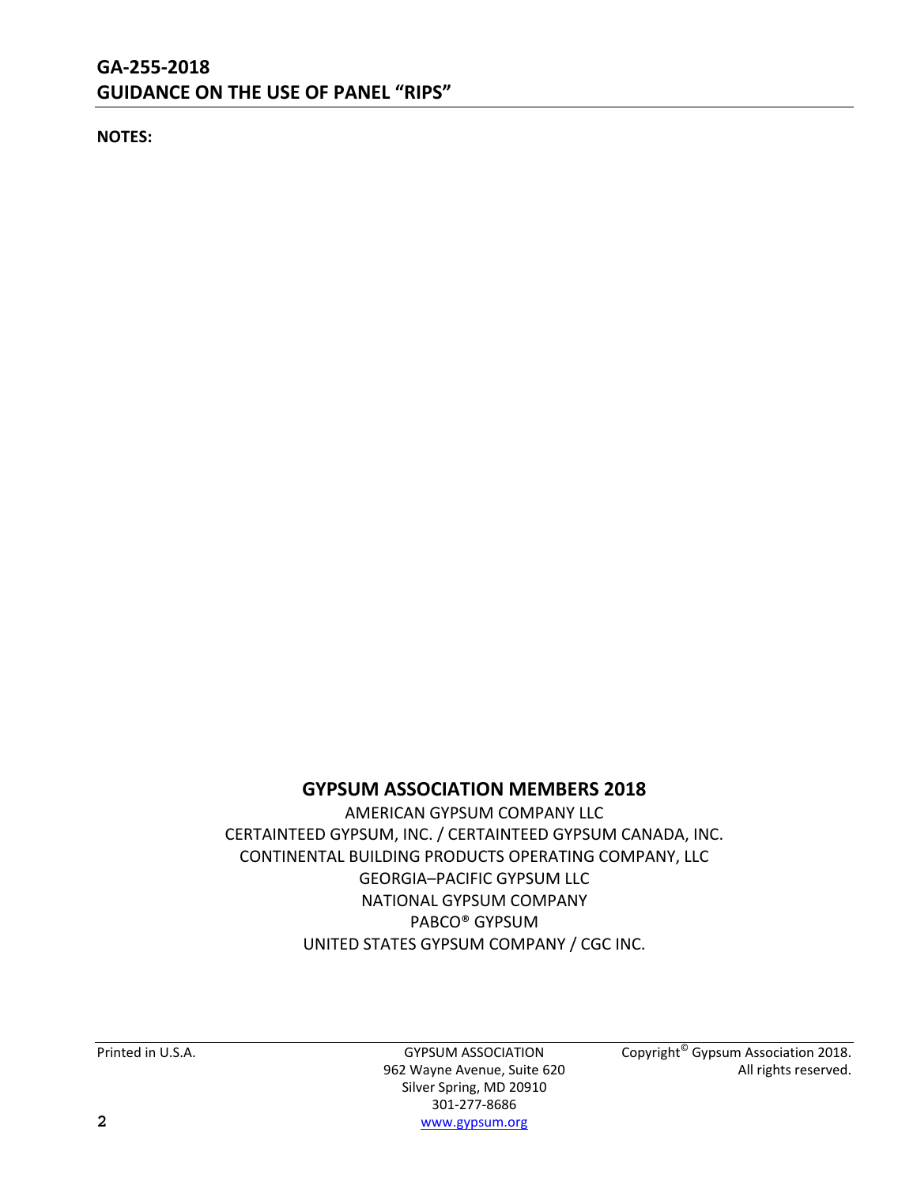**NOTES:**

## GYPSUM ASSOCIATION MEMBERS 2018

AMERICAN GYPSUM COMPANY LLC
CERTAINTEED GYPSUM, INC. / CERTAINTEED GYPSUM CANADA, INC.
CONTINENTAL BUILDING PRODUCTS OPERATING COMPANY, LLC
GEORGIA–PACIFIC GYPSUM LLC
NATIONAL GYPSUM COMPANY
PABCO® GYPSUM
UNITED STATES GYPSUM COMPANY / CGC INC.

Printed in U.S.A.

GYPSUM ASSOCIATION
962 Wayne Avenue, Suite 620
Silver Spring, MD 20910
301-277-8686
www.gypsum.org

Copyright© Gypsum Association 2018.
All rights reserved.